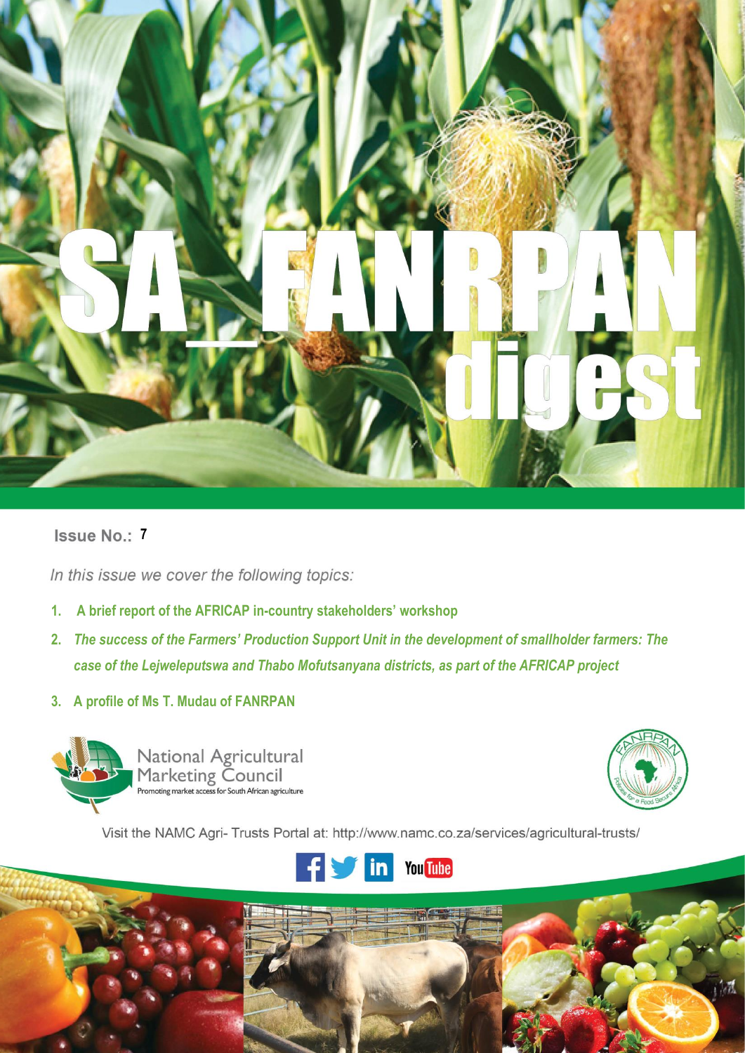# SA_FANRPAN digest

**Issue No.: 7**

*In this issue we cover the following topics:*

1. **A brief report of the AFRICAP in-country stakeholders' workshop**
2. ***The success of the Farmers' Production Support Unit in the development of smallholder farmers: The case of the Lejweleputswa and Thabo Mofutsanyana districts, as part of the AFRICAP project***
3. **A profile of Ms T. Mudau of FANRPAN**

National Agricultural Marketing Council
Promoting market access for South African agriculture

Visit the NAMC Agri- Trusts Portal at: http://www.namc.co.za/services/agricultural-trusts/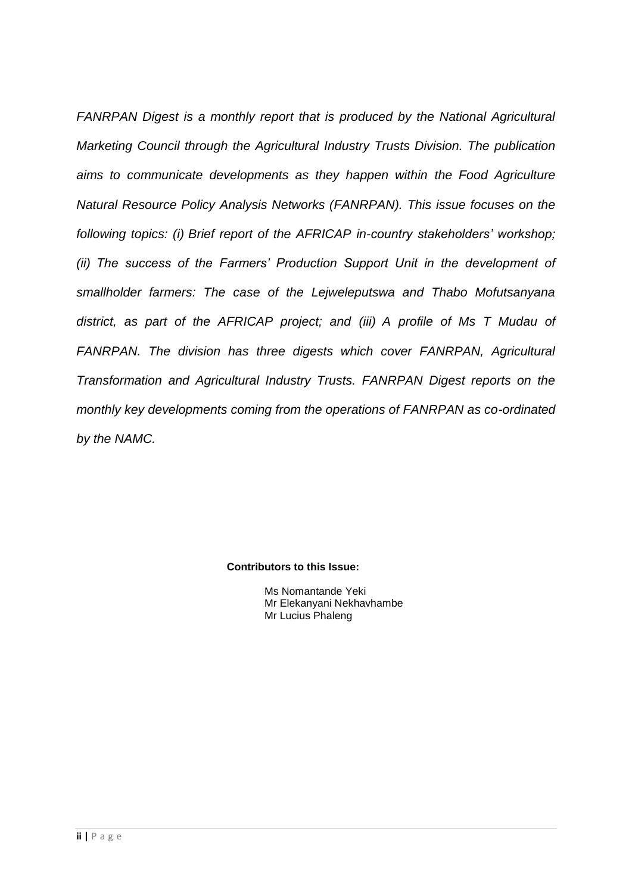*FANRPAN Digest is a monthly report that is produced by the National Agricultural Marketing Council through the Agricultural Industry Trusts Division. The publication aims to communicate developments as they happen within the Food Agriculture Natural Resource Policy Analysis Networks (FANRPAN). This issue focuses on the following topics: (i) Brief report of the AFRICAP in-country stakeholders' workshop; (ii) The success of the Farmers' Production Support Unit in the development of smallholder farmers: The case of the Lejweleputswa and Thabo Mofutsanyana district, as part of the AFRICAP project; and (iii) A profile of Ms T Mudau of FANRPAN. The division has three digests which cover FANRPAN, Agricultural Transformation and Agricultural Industry Trusts. FANRPAN Digest reports on the monthly key developments coming from the operations of FANRPAN as co-ordinated by the NAMC.*

**Contributors to this Issue:**

Ms Nomantande Yeki
Mr Elekanyani Nekhavhambe
Mr Lucius Phaleng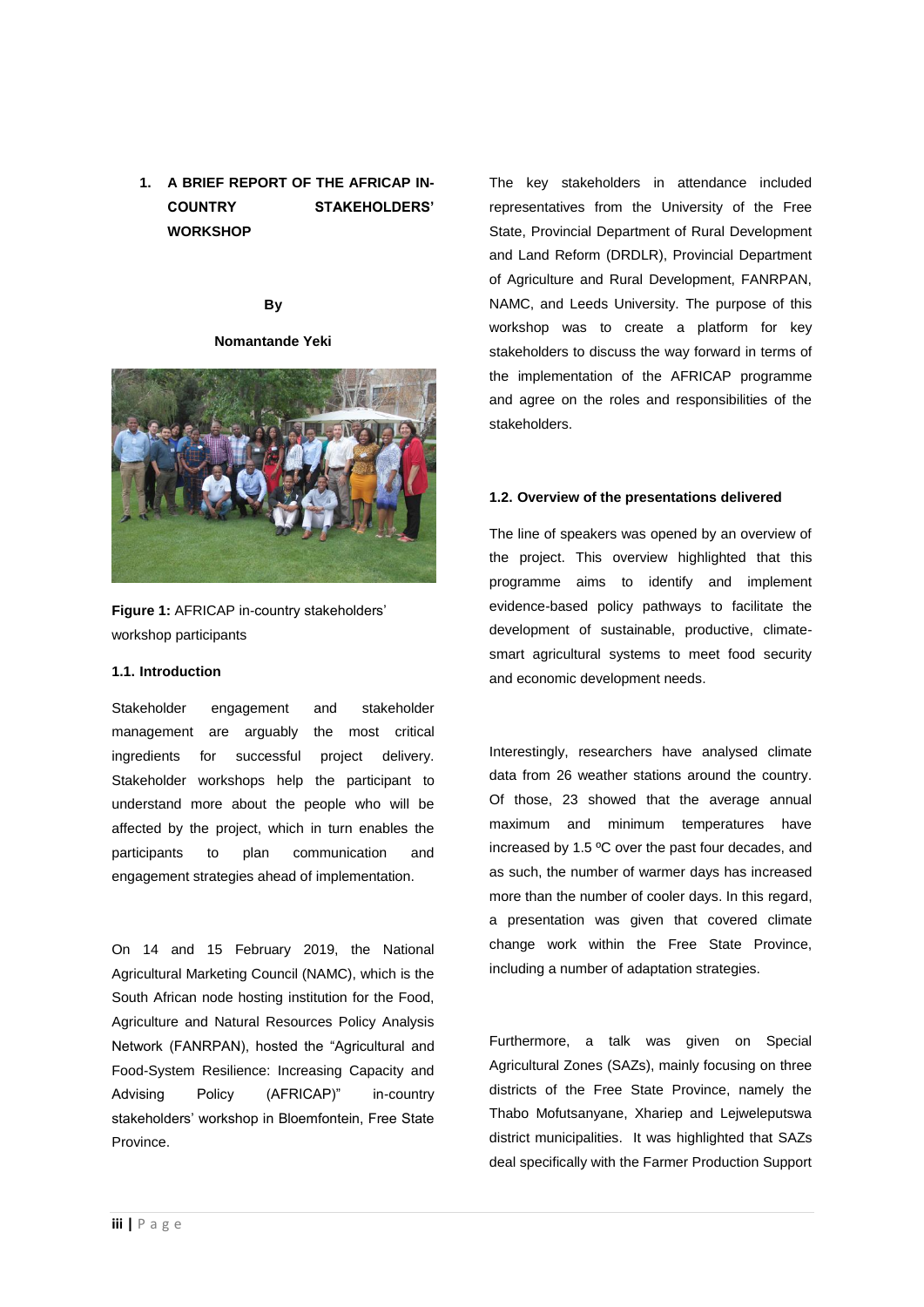# 1. A BRIEF REPORT OF THE AFRICAP IN-COUNTRY STAKEHOLDERS' WORKSHOP

**By**

**Nomantande Yeki**

**Figure 1:** AFRICAP in-country stakeholders' workshop participants

### 1.1. Introduction

Stakeholder engagement and stakeholder management are arguably the most critical ingredients for successful project delivery. Stakeholder workshops help the participant to understand more about the people who will be affected by the project, which in turn enables the participants to plan communication and engagement strategies ahead of implementation.

On 14 and 15 February 2019, the National Agricultural Marketing Council (NAMC), which is the South African node hosting institution for the Food, Agriculture and Natural Resources Policy Analysis Network (FANRPAN), hosted the "Agricultural and Food-System Resilience: Increasing Capacity and Advising Policy (AFRICAP)" in-country stakeholders' workshop in Bloemfontein, Free State Province.

The key stakeholders in attendance included representatives from the University of the Free State, Provincial Department of Rural Development and Land Reform (DRDLR), Provincial Department of Agriculture and Rural Development, FANRPAN, NAMC, and Leeds University. The purpose of this workshop was to create a platform for key stakeholders to discuss the way forward in terms of the implementation of the AFRICAP programme and agree on the roles and responsibilities of the stakeholders.

### 1.2. Overview of the presentations delivered

The line of speakers was opened by an overview of the project. This overview highlighted that this programme aims to identify and implement evidence-based policy pathways to facilitate the development of sustainable, productive, climate-smart agricultural systems to meet food security and economic development needs.

Interestingly, researchers have analysed climate data from 26 weather stations around the country. Of those, 23 showed that the average annual maximum and minimum temperatures have increased by 1.5 ºC over the past four decades, and as such, the number of warmer days has increased more than the number of cooler days. In this regard, a presentation was given that covered climate change work within the Free State Province, including a number of adaptation strategies.

Furthermore, a talk was given on Special Agricultural Zones (SAZs), mainly focusing on three districts of the Free State Province, namely the Thabo Mofutsanyane, Xhariep and Lejweleputswa district municipalities. It was highlighted that SAZs deal specifically with the Farmer Production Support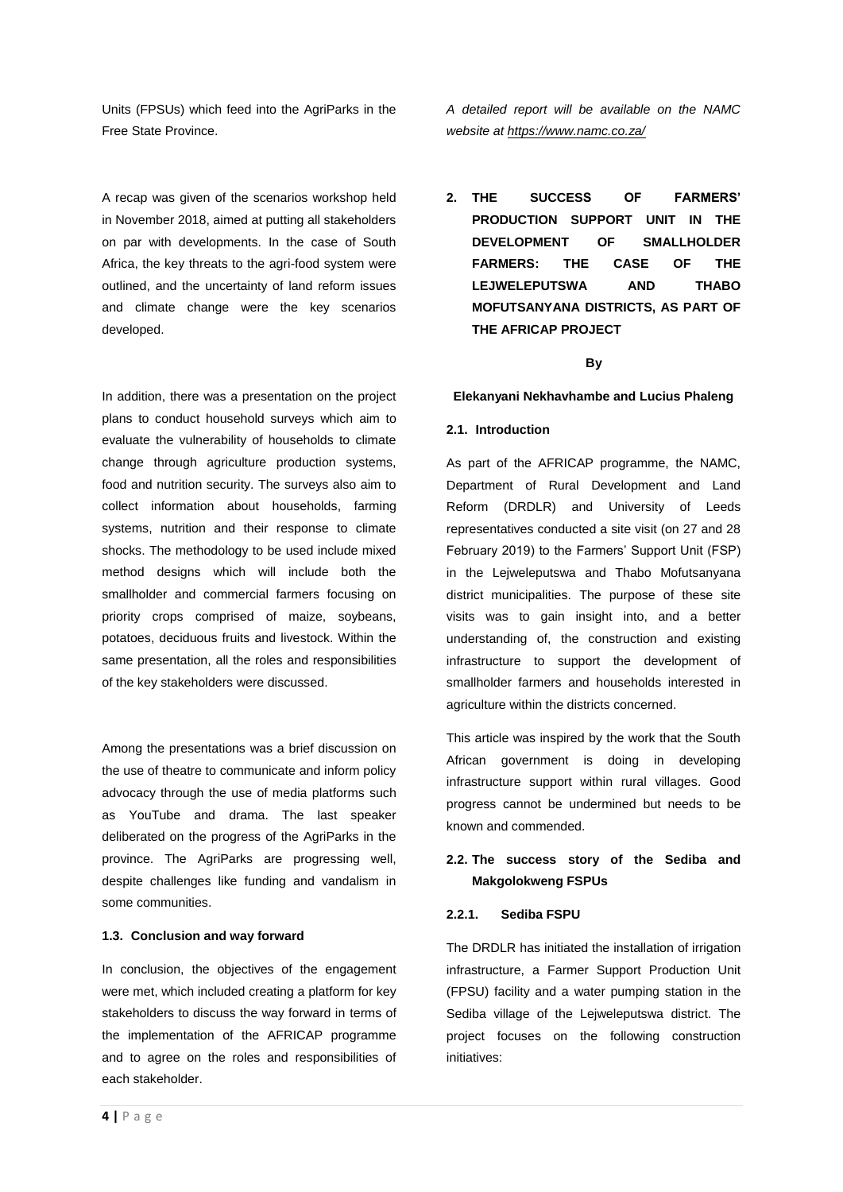Units (FPSUs) which feed into the AgriParks in the Free State Province.

A recap was given of the scenarios workshop held in November 2018, aimed at putting all stakeholders on par with developments. In the case of South Africa, the key threats to the agri-food system were outlined, and the uncertainty of land reform issues and climate change were the key scenarios developed.

In addition, there was a presentation on the project plans to conduct household surveys which aim to evaluate the vulnerability of households to climate change through agriculture production systems, food and nutrition security. The surveys also aim to collect information about households, farming systems, nutrition and their response to climate shocks. The methodology to be used include mixed method designs which will include both the smallholder and commercial farmers focusing on priority crops comprised of maize, soybeans, potatoes, deciduous fruits and livestock. Within the same presentation, all the roles and responsibilities of the key stakeholders were discussed.

Among the presentations was a brief discussion on the use of theatre to communicate and inform policy advocacy through the use of media platforms such as YouTube and drama. The last speaker deliberated on the progress of the AgriParks in the province. The AgriParks are progressing well, despite challenges like funding and vandalism in some communities.

### 1.3. Conclusion and way forward

In conclusion, the objectives of the engagement were met, which included creating a platform for key stakeholders to discuss the way forward in terms of the implementation of the AFRICAP programme and to agree on the roles and responsibilities of each stakeholder.

*A detailed report will be available on the NAMC website at https://www.namc.co.za/*

## 2. THE SUCCESS OF FARMERS' PRODUCTION SUPPORT UNIT IN THE DEVELOPMENT OF SMALLHOLDER FARMERS: THE CASE OF THE LEJWELEPUTSWA AND THABO MOFUTSANYANA DISTRICTS, AS PART OF THE AFRICAP PROJECT

**By**

**Elekanyani Nekhavhambe and Lucius Phaleng**

### 2.1. Introduction

As part of the AFRICAP programme, the NAMC, Department of Rural Development and Land Reform (DRDLR) and University of Leeds representatives conducted a site visit (on 27 and 28 February 2019) to the Farmers' Support Unit (FSP) in the Lejweleputswa and Thabo Mofutsanyana district municipalities. The purpose of these site visits was to gain insight into, and a better understanding of, the construction and existing infrastructure to support the development of smallholder farmers and households interested in agriculture within the districts concerned.

This article was inspired by the work that the South African government is doing in developing infrastructure support within rural villages. Good progress cannot be undermined but needs to be known and commended.

### 2.2. The success story of the Sediba and Makgolokweng FSPUs

#### 2.2.1. Sediba FSPU

The DRDLR has initiated the installation of irrigation infrastructure, a Farmer Support Production Unit (FPSU) facility and a water pumping station in the Sediba village of the Lejweleputswa district. The project focuses on the following construction initiatives: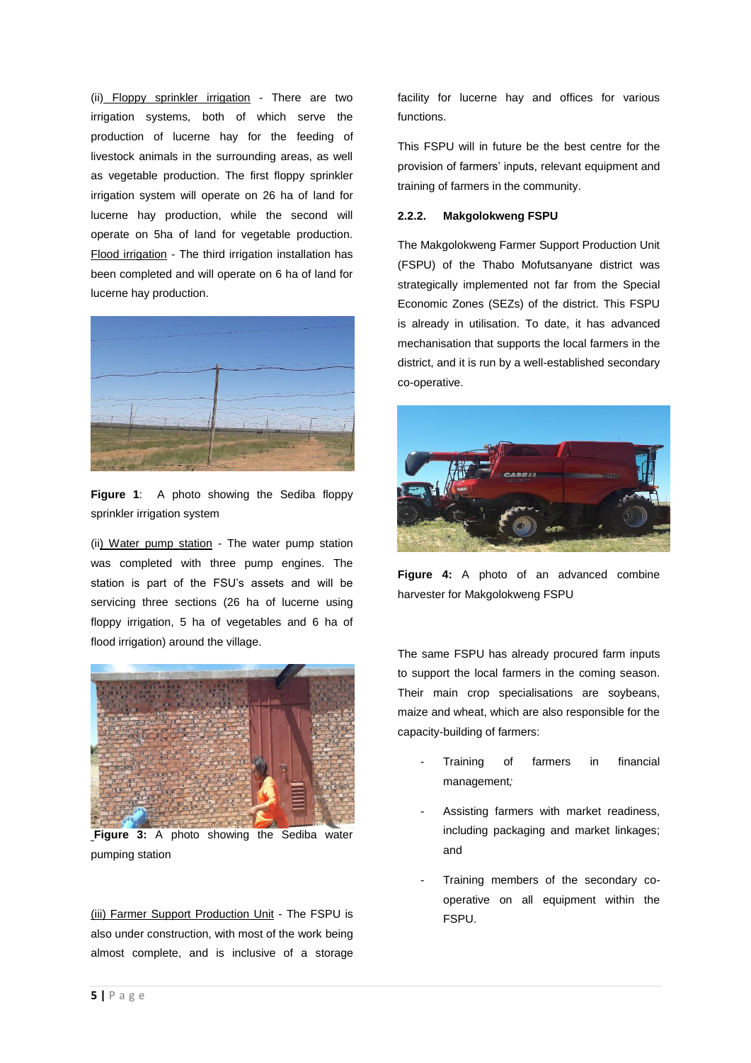(ii) Floppy sprinkler irrigation - There are two irrigation systems, both of which serve the production of lucerne hay for the feeding of livestock animals in the surrounding areas, as well as vegetable production. The first floppy sprinkler irrigation system will operate on 26 ha of land for lucerne hay production, while the second will operate on 5ha of land for vegetable production. Flood irrigation - The third irrigation installation has been completed and will operate on 6 ha of land for lucerne hay production.

**Figure 1**: A photo showing the Sediba floppy sprinkler irrigation system

(ii) Water pump station - The water pump station was completed with three pump engines. The station is part of the FSU's assets and will be servicing three sections (26 ha of lucerne using floppy irrigation, 5 ha of vegetables and 6 ha of flood irrigation) around the village.

**Figure 3:** A photo showing the Sediba water pumping station

(iii) Farmer Support Production Unit - The FSPU is also under construction, with most of the work being almost complete, and is inclusive of a storage facility for lucerne hay and offices for various functions.

This FSPU will in future be the best centre for the provision of farmers' inputs, relevant equipment and training of farmers in the community.

#### 2.2.2. Makgolokweng FSPU

The Makgolokweng Farmer Support Production Unit (FSPU) of the Thabo Mofutsanyane district was strategically implemented not far from the Special Economic Zones (SEZs) of the district. This FSPU is already in utilisation. To date, it has advanced mechanisation that supports the local farmers in the district, and it is run by a well-established secondary co-operative.

**Figure 4:** A photo of an advanced combine harvester for Makgolokweng FSPU

The same FSPU has already procured farm inputs to support the local farmers in the coming season. Their main crop specialisations are soybeans, maize and wheat, which are also responsible for the capacity-building of farmers:

- Training of farmers in financial management;
- Assisting farmers with market readiness, including packaging and market linkages; and
- Training members of the secondary co-operative on all equipment within the FSPU.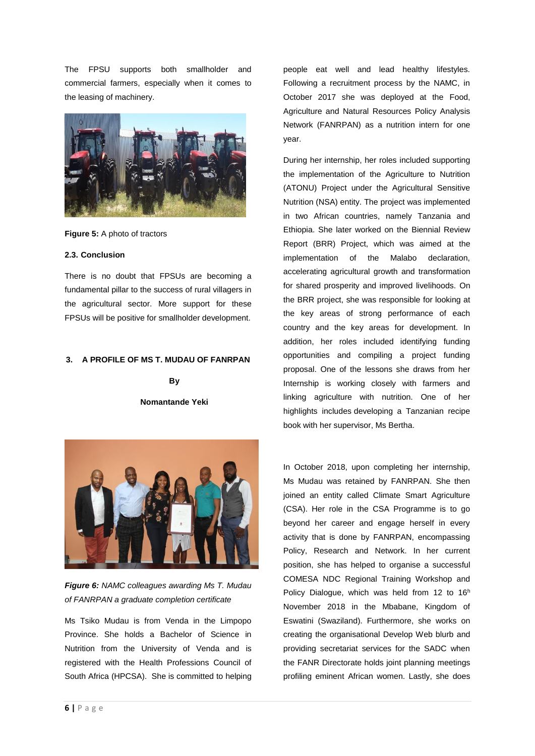The FPSU supports both smallholder and commercial farmers, especially when it comes to the leasing of machinery.

**Figure 5:** A photo of tractors

### 2.3. Conclusion

There is no doubt that FPSUs are becoming a fundamental pillar to the success of rural villagers in the agricultural sector. More support for these FPSUs will be positive for smallholder development.

## 3. A PROFILE OF MS T. MUDAU OF FANRPAN

**By**

**Nomantande Yeki**

***Figure 6:*** *NAMC colleagues awarding Ms T. Mudau of FANRPAN a graduate completion certificate*

Ms Tsiko Mudau is from Venda in the Limpopo Province. She holds a Bachelor of Science in Nutrition from the University of Venda and is registered with the Health Professions Council of South Africa (HPCSA). She is committed to helping people eat well and lead healthy lifestyles. Following a recruitment process by the NAMC, in October 2017 she was deployed at the Food, Agriculture and Natural Resources Policy Analysis Network (FANRPAN) as a nutrition intern for one year.

During her internship, her roles included supporting the implementation of the Agriculture to Nutrition (ATONU) Project under the Agricultural Sensitive Nutrition (NSA) entity. The project was implemented in two African countries, namely Tanzania and Ethiopia. She later worked on the Biennial Review Report (BRR) Project, which was aimed at the implementation of the Malabo declaration, accelerating agricultural growth and transformation for shared prosperity and improved livelihoods. On the BRR project, she was responsible for looking at the key areas of strong performance of each country and the key areas for development. In addition, her roles included identifying funding opportunities and compiling a project funding proposal. One of the lessons she draws from her Internship is working closely with farmers and linking agriculture with nutrition. One of her highlights includes developing a Tanzanian recipe book with her supervisor, Ms Bertha.

In October 2018, upon completing her internship, Ms Mudau was retained by FANRPAN. She then joined an entity called Climate Smart Agriculture (CSA). Her role in the CSA Programme is to go beyond her career and engage herself in every activity that is done by FANRPAN, encompassing Policy, Research and Network. In her current position, she has helped to organise a successful COMESA NDC Regional Training Workshop and Policy Dialogue, which was held from 12 to 16h November 2018 in the Mbabane, Kingdom of Eswatini (Swaziland). Furthermore, she works on creating the organisational Develop Web blurb and providing secretariat services for the SADC when the FANR Directorate holds joint planning meetings profiling eminent African women. Lastly, she does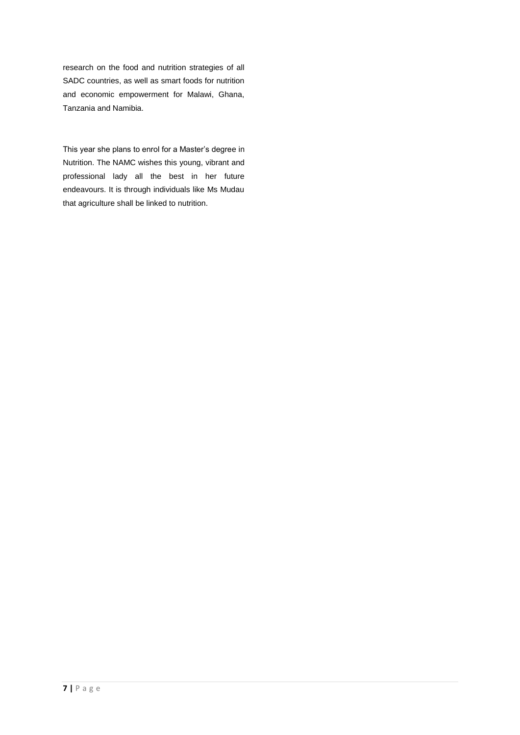research on the food and nutrition strategies of all SADC countries, as well as smart foods for nutrition and economic empowerment for Malawi, Ghana, Tanzania and Namibia.

This year she plans to enrol for a Master's degree in Nutrition. The NAMC wishes this young, vibrant and professional lady all the best in her future endeavours. It is through individuals like Ms Mudau that agriculture shall be linked to nutrition.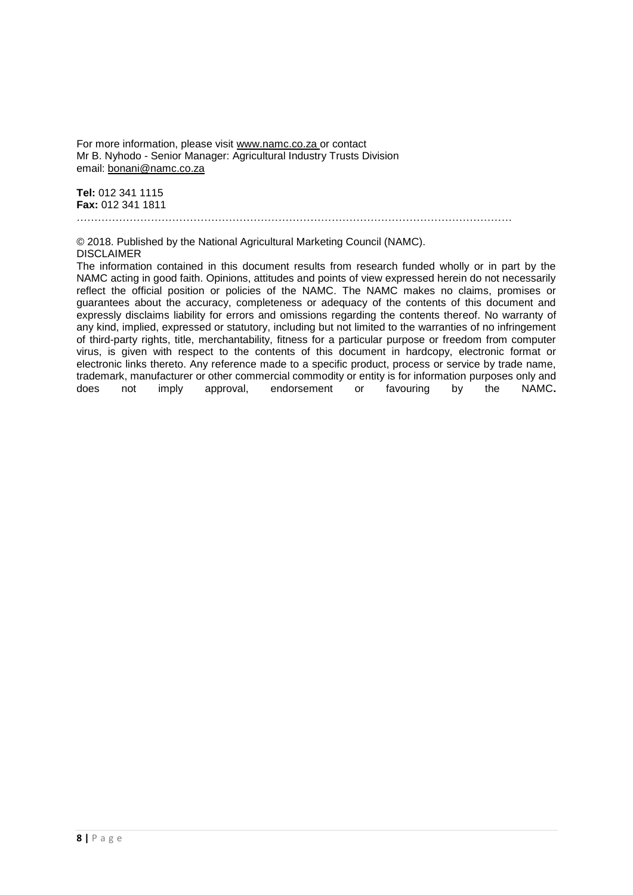For more information, please visit www.namc.co.za or contact
Mr B. Nyhodo - Senior Manager: Agricultural Industry Trusts Division
email: bonani@namc.co.za

**Tel:** 012 341 1115
**Fax:** 012 341 1811

……………………………………………………………………………………………………………

© 2018. Published by the National Agricultural Marketing Council (NAMC).
DISCLAIMER
The information contained in this document results from research funded wholly or in part by the NAMC acting in good faith. Opinions, attitudes and points of view expressed herein do not necessarily reflect the official position or policies of the NAMC. The NAMC makes no claims, promises or guarantees about the accuracy, completeness or adequacy of the contents of this document and expressly disclaims liability for errors and omissions regarding the contents thereof. No warranty of any kind, implied, expressed or statutory, including but not limited to the warranties of no infringement of third-party rights, title, merchantability, fitness for a particular purpose or freedom from computer virus, is given with respect to the contents of this document in hardcopy, electronic format or electronic links thereto. Any reference made to a specific product, process or service by trade name, trademark, manufacturer or other commercial commodity or entity is for information purposes only and does not imply approval, endorsement or favouring by the NAMC**.**